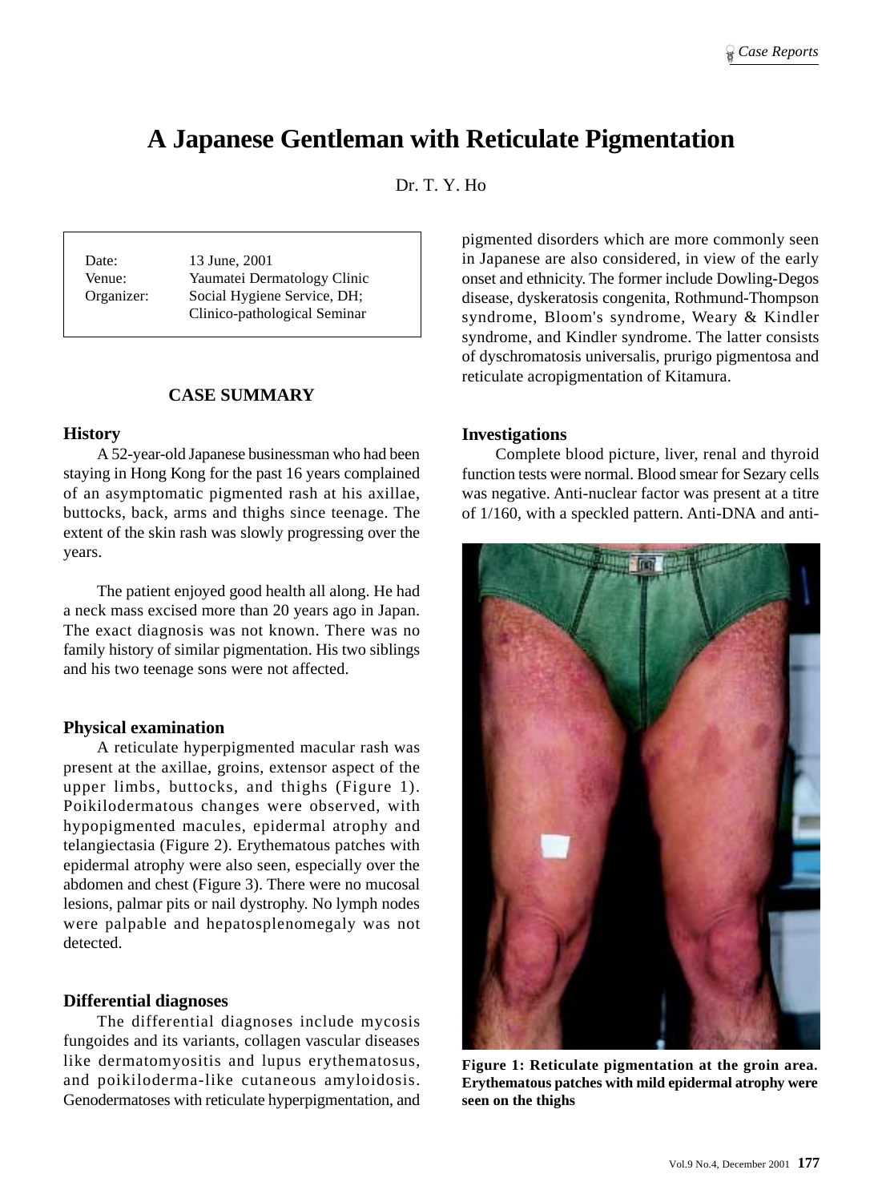# A Japanese Gentleman with Reticulate Pigmentation

Dr. T. Y. Ho

Date: 13 June, 2001
Venue: Yaumatei Dermatology Clinic
Organizer: Social Hygiene Service, DH; Clinico-pathological Seminar

## CASE SUMMARY

### History

A 52-year-old Japanese businessman who had been staying in Hong Kong for the past 16 years complained of an asymptomatic pigmented rash at his axillae, buttocks, back, arms and thighs since teenage. The extent of the skin rash was slowly progressing over the years.

The patient enjoyed good health all along. He had a neck mass excised more than 20 years ago in Japan. The exact diagnosis was not known. There was no family history of similar pigmentation. His two siblings and his two teenage sons were not affected.

### Physical examination

A reticulate hyperpigmented macular rash was present at the axillae, groins, extensor aspect of the upper limbs, buttocks, and thighs (Figure 1). Poikilodermatous changes were observed, with hypopigmented macules, epidermal atrophy and telangiectasia (Figure 2). Erythematous patches with epidermal atrophy were also seen, especially over the abdomen and chest (Figure 3). There were no mucosal lesions, palmar pits or nail dystrophy. No lymph nodes were palpable and hepatosplenomegaly was not detected.

### Differential diagnoses

The differential diagnoses include mycosis fungoides and its variants, collagen vascular diseases like dermatomyositis and lupus erythematosus, and poikiloderma-like cutaneous amyloidosis. Genodermatoses with reticulate hyperpigmentation, and pigmented disorders which are more commonly seen in Japanese are also considered, in view of the early onset and ethnicity. The former include Dowling-Degos disease, dyskeratosis congenita, Rothmund-Thompson syndrome, Bloom's syndrome, Weary & Kindler syndrome, and Kindler syndrome. The latter consists of dyschromatosis universalis, prurigo pigmentosa and reticulate acropigmentation of Kitamura.

### Investigations

Complete blood picture, liver, renal and thyroid function tests were normal. Blood smear for Sezary cells was negative. Anti-nuclear factor was present at a titre of 1/160, with a speckled pattern. Anti-DNA and anti-

**Figure 1: Reticulate pigmentation at the groin area. Erythematous patches with mild epidermal atrophy were seen on the thighs**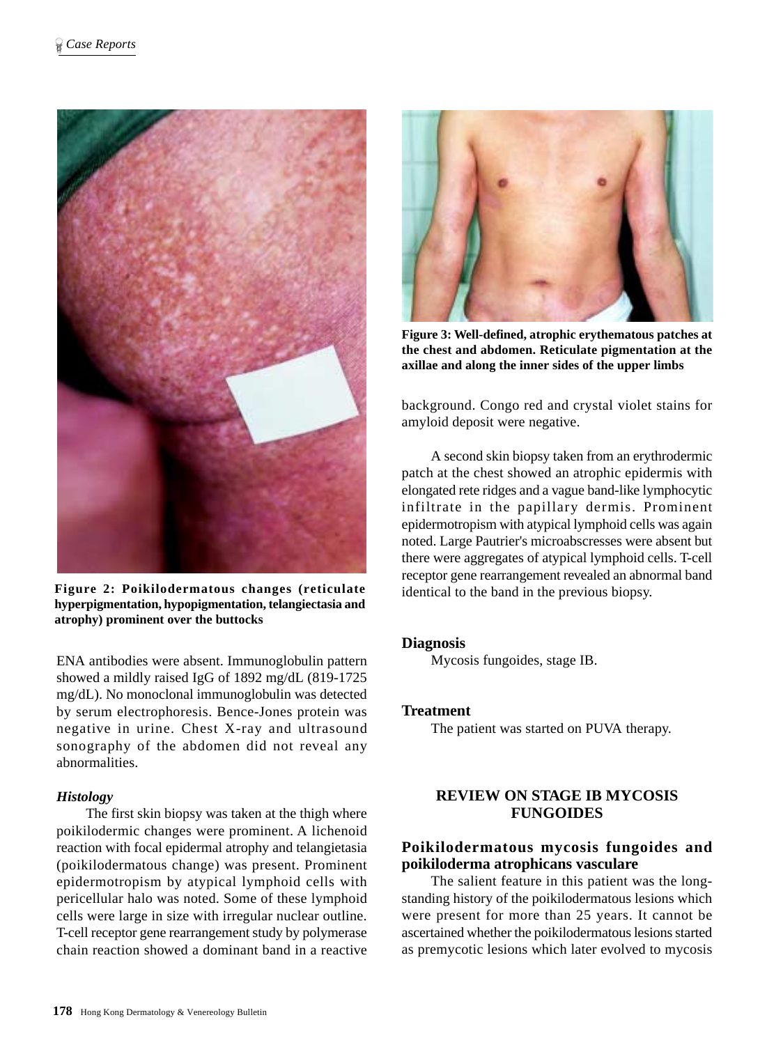Figure 2: Poikilodermatous changes (reticulate hyperpigmentation, hypopigmentation, telangiectasia and atrophy) prominent over the buttocks

ENA antibodies were absent. Immunoglobulin pattern showed a mildly raised IgG of 1892 mg/dL (819-1725 mg/dL). No monoclonal immunoglobulin was detected by serum electrophoresis. Bence-Jones protein was negative in urine. Chest X-ray and ultrasound sonography of the abdomen did not reveal any abnormalities.

### *Histology*

The first skin biopsy was taken at the thigh where poikilodermic changes were prominent. A lichenoid reaction with focal epidermal atrophy and telangietasia (poikilodermatous change) was present. Prominent epidermotropism by atypical lymphoid cells with pericellular halo was noted. Some of these lymphoid cells were large in size with irregular nuclear outline. T-cell receptor gene rearrangement study by polymerase chain reaction showed a dominant band in a reactive background. Congo red and crystal violet stains for amyloid deposit were negative.

Figure 3: Well-defined, atrophic erythematous patches at the chest and abdomen. Reticulate pigmentation at the axillae and along the inner sides of the upper limbs

A second skin biopsy taken from an erythrodermic patch at the chest showed an atrophic epidermis with elongated rete ridges and a vague band-like lymphocytic infiltrate in the papillary dermis. Prominent epidermotropism with atypical lymphoid cells was again noted. Large Pautrier's microabscresses were absent but there were aggregates of atypical lymphoid cells. T-cell receptor gene rearrangement revealed an abnormal band identical to the band in the previous biopsy.

### Diagnosis

Mycosis fungoides, stage IB.

### Treatment

The patient was started on PUVA therapy.

## REVIEW ON STAGE IB MYCOSIS FUNGOIDES

### Poikilodermatous mycosis fungoides and poikiloderma atrophicans vasculare

The salient feature in this patient was the long-standing history of the poikilodermatous lesions which were present for more than 25 years. It cannot be ascertained whether the poikilodermatous lesions started as premycotic lesions which later evolved to mycosis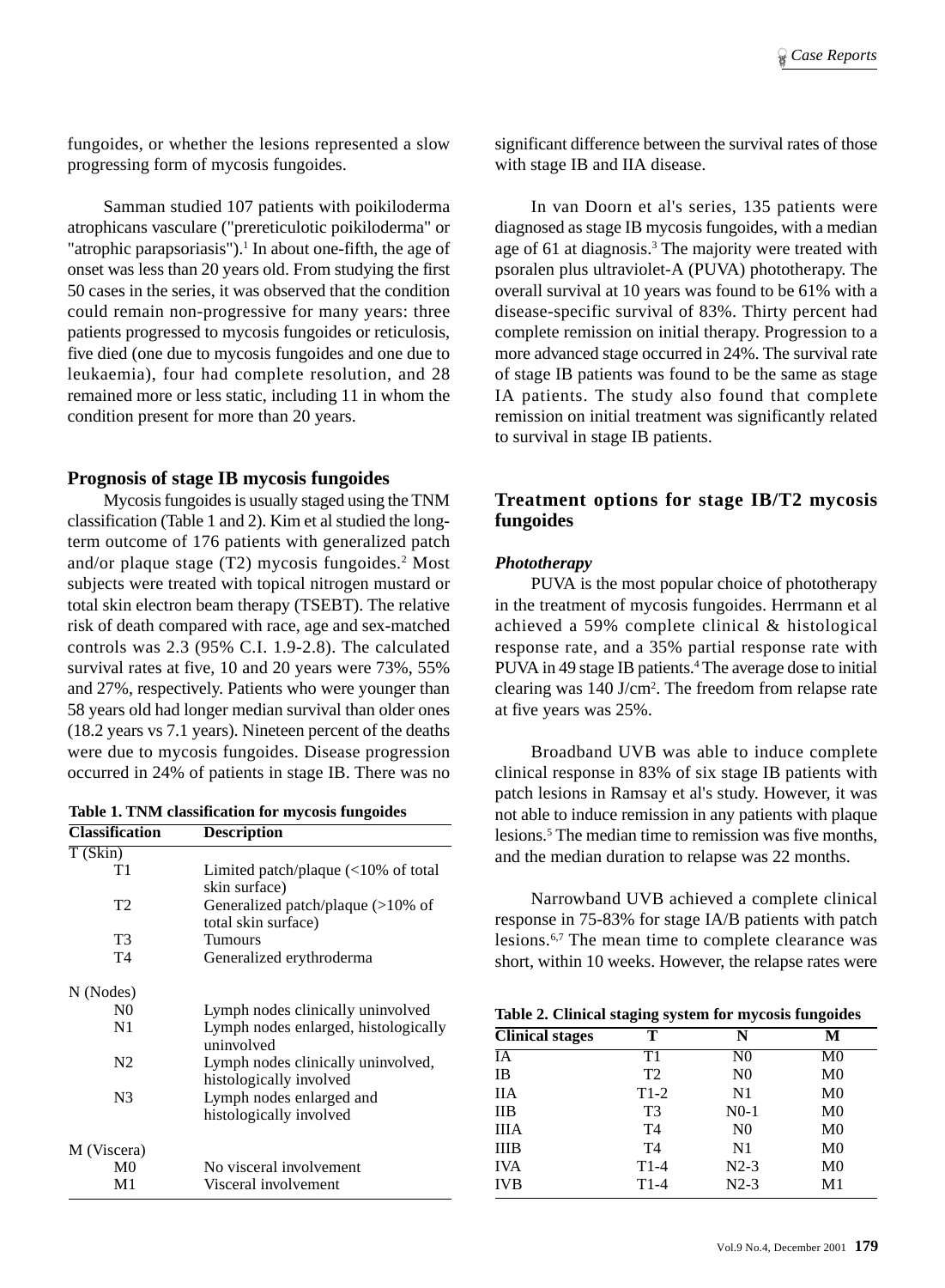fungoides, or whether the lesions represented a slow progressing form of mycosis fungoides.

Samman studied 107 patients with poikiloderma atrophicans vasculare ("prereticulotic poikiloderma" or "atrophic parapsoriasis").[1] In about one-fifth, the age of onset was less than 20 years old. From studying the first 50 cases in the series, it was observed that the condition could remain non-progressive for many years: three patients progressed to mycosis fungoides or reticulosis, five died (one due to mycosis fungoides and one due to leukaemia), four had complete resolution, and 28 remained more or less static, including 11 in whom the condition present for more than 20 years.

### Prognosis of stage IB mycosis fungoides

Mycosis fungoides is usually staged using the TNM classification (Table 1 and 2). Kim et al studied the long-term outcome of 176 patients with generalized patch and/or plaque stage (T2) mycosis fungoides.[2] Most subjects were treated with topical nitrogen mustard or total skin electron beam therapy (TSEBT). The relative risk of death compared with race, age and sex-matched controls was 2.3 (95% C.I. 1.9-2.8). The calculated survival rates at five, 10 and 20 years were 73%, 55% and 27%, respectively. Patients who were younger than 58 years old had longer median survival than older ones (18.2 years vs 7.1 years). Nineteen percent of the deaths were due to mycosis fungoides. Disease progression occurred in 24% of patients in stage IB. There was no significant difference between the survival rates of those with stage IB and IIA disease.

**Table 1. TNM classification for mycosis fungoides**

| Classification | Description |
|---|---|
| T (Skin) | |
| T1 | Limited patch/plaque (<10% of total skin surface) |
| T2 | Generalized patch/plaque (>10% of total skin surface) |
| T3 | Tumours |
| T4 | Generalized erythroderma |
| N (Nodes) | |
| N0 | Lymph nodes clinically uninvolved |
| N1 | Lymph nodes enlarged, histologically uninvolved |
| N2 | Lymph nodes clinically uninvolved, histologically involved |
| N3 | Lymph nodes enlarged and histologically involved |
| M (Viscera) | |
| M0 | No visceral involvement |
| M1 | Visceral involvement |

In van Doorn et al's series, 135 patients were diagnosed as stage IB mycosis fungoides, with a median age of 61 at diagnosis.[3] The majority were treated with psoralen plus ultraviolet-A (PUVA) phototherapy. The overall survival at 10 years was found to be 61% with a disease-specific survival of 83%. Thirty percent had complete remission on initial therapy. Progression to a more advanced stage occurred in 24%. The survival rate of stage IB patients was found to be the same as stage IA patients. The study also found that complete remission on initial treatment was significantly related to survival in stage IB patients.

### Treatment options for stage IB/T2 mycosis fungoides

#### *Phototherapy*

PUVA is the most popular choice of phototherapy in the treatment of mycosis fungoides. Herrmann et al achieved a 59% complete clinical & histological response rate, and a 35% partial response rate with PUVA in 49 stage IB patients.[4] The average dose to initial clearing was 140 J/cm$^2$. The freedom from relapse rate at five years was 25%.

Broadband UVB was able to induce complete clinical response in 83% of six stage IB patients with patch lesions in Ramsay et al's study. However, it was not able to induce remission in any patients with plaque lesions.[5] The median time to remission was five months, and the median duration to relapse was 22 months.

Narrowband UVB achieved a complete clinical response in 75-83% for stage IA/B patients with patch lesions.[6,7] The mean time to complete clearance was short, within 10 weeks. However, the relapse rates were

**Table 2. Clinical staging system for mycosis fungoides**

| Clinical stages | T | N | M |
|---|---|---|---|
| IA | T1 | N0 | M0 |
| IB | T2 | N0 | M0 |
| IIA | T1-2 | N1 | M0 |
| IIB | T3 | N0-1 | M0 |
| IIIA | T4 | N0 | M0 |
| IIIB | T4 | N1 | M0 |
| IVA | T1-4 | N2-3 | M0 |
| IVB | T1-4 | N2-3 | M1 |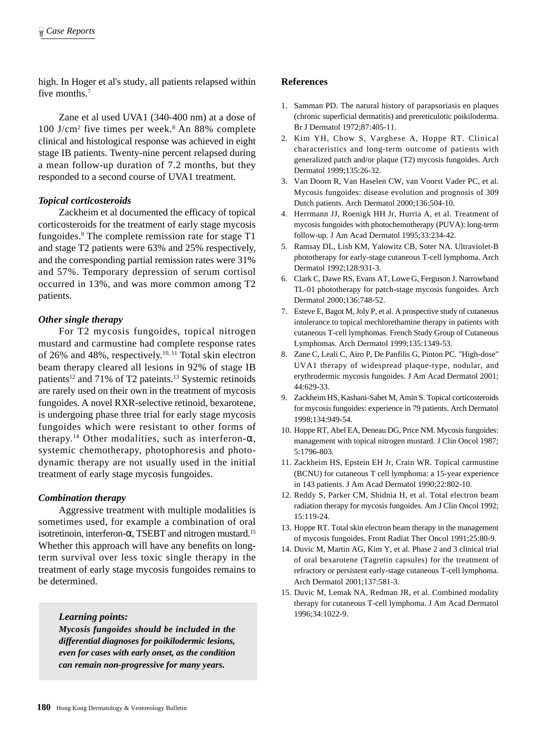high. In Hoger et al's study, all patients relapsed within five months.[7]

Zane et al used UVA1 (340-400 nm) at a dose of 100 J/cm$^2$ five times per week.[8] An 88% complete clinical and histological response was achieved in eight stage IB patients. Twenty-nine percent relapsed during a mean follow-up duration of 7.2 months, but they responded to a second course of UVA1 treatment.

***Topical corticosteroids***

Zackheim et al documented the efficacy of topical corticosteroids for the treatment of early stage mycosis fungoides.[9] The complete remission rate for stage T1 and stage T2 patients were 63% and 25% respectively, and the corresponding partial remission rates were 31% and 57%. Temporary depression of serum cortisol occurred in 13%, and was more common among T2 patients.

***Other single therapy***

For T2 mycosis fungoides, topical nitrogen mustard and carmustine had complete response rates of 26% and 48%, respectively.[10, 11] Total skin electron beam therapy cleared all lesions in 92% of stage IB patients[12] and 71% of T2 pateints.[13] Systemic retinoids are rarely used on their own in the treatment of mycosis fungoides. A novel RXR-selective retinoid, bexarotene, is undergoing phase three trial for early stage mycosis fungoides which were resistant to other forms of therapy.[14] Other modalities, such as interferon-α, systemic chemotherapy, photophoresis and photodynamic therapy are not usually used in the initial treatment of early stage mycosis fungoides.

***Combination therapy***

Aggressive treatment with multiple modalities is sometimes used, for example a combination of oral isotretinoin, interferon-α, TSEBT and nitrogen mustard.[15] Whether this approach will have any benefits on long-term survival over less toxic single therapy in the treatment of early stage mycosis fungoides remains to be determined.

> ***Learning points:***
> ***Mycosis fungoides should be included in the differential diagnoses for poikilodermic lesions, even for cases with early onset, as the condition can remain non-progressive for many years.***

## References

1. Samman PD. The natural history of parapsoriasis en plaques (chronic superficial dermatitis) and prereticulotic poikiloderma. Br J Dermatol 1972;87:405-11.
2. Kim YH, Chow S, Varghese A, Hoppe RT. Clinical characteristics and long-term outcome of patients with generalized patch and/or plaque (T2) mycosis fungoides. Arch Dermatol 1999;135:26-32.
3. Van Doorn R, Van Haselen CW, van Voorst Vader PC, et al. Mycosis fungoides: disease evolution and prognosis of 309 Dutch patients. Arch Dermatol 2000;136:504-10.
4. Herrmann JJ, Roenigk HH Jr, Hurria A, et al. Treatment of mycosis fungoides with photochemotherapy (PUVA): long-term follow-up. J Am Acad Dermatol 1995;33:234-42.
5. Ramsay DL, Lish KM, Yalowitz CB, Soter NA. Ultraviolet-B phototherapy for early-stage cutaneous T-cell lymphoma. Arch Dermatol 1992;128:931-3.
6. Clark C, Dawe RS, Evans AT, Lowe G, Ferguson J. Narrowband TL-01 phototherapy for patch-stage mycosis fungoides. Arch Dermatol 2000;136:748-52.
7. Esteve E, Bagot M, Joly P, et al. A prospective study of cutaneous intolerance to topical mechlorethamine therapy in patients with cutaneous T-cell lymphomas. French Study Group of Cutaneous Lymphomas. Arch Dermatol 1999;135:1349-53.
8. Zane C, Leali C, Airo P, De Panfilis G, Pinton PC. "High-dose" UVA1 therapy of widespread plaque-type, nodular, and erythrodermic mycosis fungoides. J Am Acad Dermatol 2001; 44:629-33.
9. Zackheim HS, Kashani-Sabet M, Amin S. Topical corticosteroids for mycosis fungoides: experience in 79 patients. Arch Dermatol 1998;134:949-54.
10. Hoppe RT, Abel EA, Deneau DG, Price NM. Mycosis fungoides: management with topical nitrogen mustard. J Clin Oncol 1987; 5:1796-803.
11. Zackheim HS, Epstein EH Jr, Crain WR. Topical carmustine (BCNU) for cutaneous T cell lymphoma: a 15-year experience in 143 patients. J Am Acad Dermatol 1990;22:802-10.
12. Reddy S, Parker CM, Shidnia H, et al. Total electron beam radiation therapy for mycosis fungoides. Am J Clin Oncol 1992; 15:119-24.
13. Hoppe RT. Total skin electron beam therapy in the management of mycosis fungoides. Front Radiat Ther Oncol 1991;25:80-9.
14. Duvic M, Martin AG, Kim Y, et al. Phase 2 and 3 clinical trial of oral bexarotene (Tagretin capsules) for the treatment of refractory or persistent early-stage cutaneous T-cell lymphoma. Arch Dermatol 2001;137:581-3.
15. Duvic M, Lemak NA, Redman JR, et al. Combined modality therapy for cutaneous T-cell lymphoma. J Am Acad Dermatol 1996;34:1022-9.